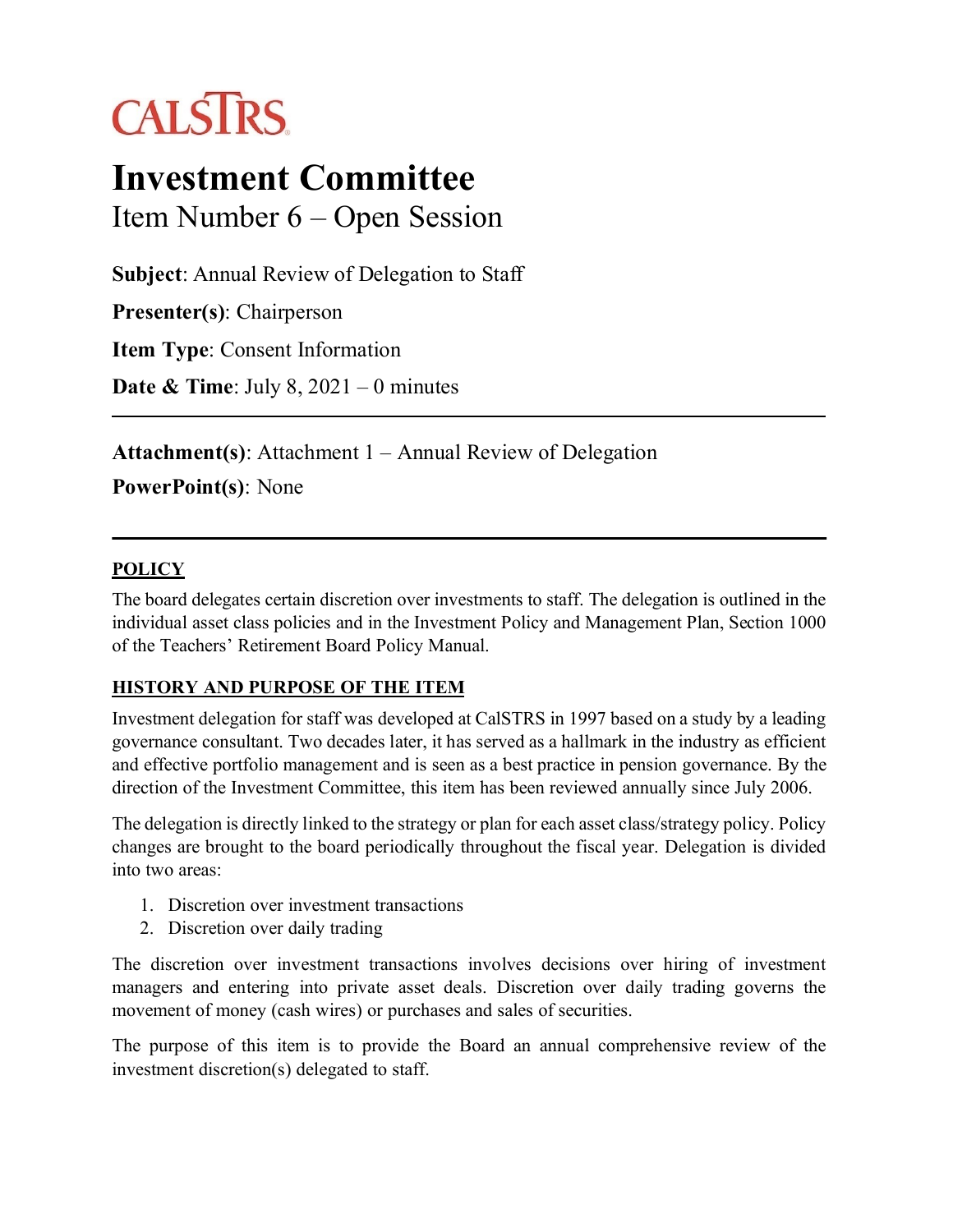CALSTRS

# Investment Committee

## Item Number 6 – Open Session

**Subject**: Annual Review of Delegation to Staff

**Presenter(s)**: Chairperson

**Item Type**: Consent Information

**Date & Time**: July 8, 2021 – 0 minutes

---

**Attachment(s)**: Attachment 1 – Annual Review of Delegation

**PowerPoint(s)**: None

---

### POLICY

The board delegates certain discretion over investments to staff. The delegation is outlined in the individual asset class policies and in the Investment Policy and Management Plan, Section 1000 of the Teachers' Retirement Board Policy Manual.

### HISTORY AND PURPOSE OF THE ITEM

Investment delegation for staff was developed at CalSTRS in 1997 based on a study by a leading governance consultant. Two decades later, it has served as a hallmark in the industry as efficient and effective portfolio management and is seen as a best practice in pension governance. By the direction of the Investment Committee, this item has been reviewed annually since July 2006.

The delegation is directly linked to the strategy or plan for each asset class/strategy policy. Policy changes are brought to the board periodically throughout the fiscal year. Delegation is divided into two areas:

1. Discretion over investment transactions
2. Discretion over daily trading

The discretion over investment transactions involves decisions over hiring of investment managers and entering into private asset deals. Discretion over daily trading governs the movement of money (cash wires) or purchases and sales of securities.

The purpose of this item is to provide the Board an annual comprehensive review of the investment discretion(s) delegated to staff.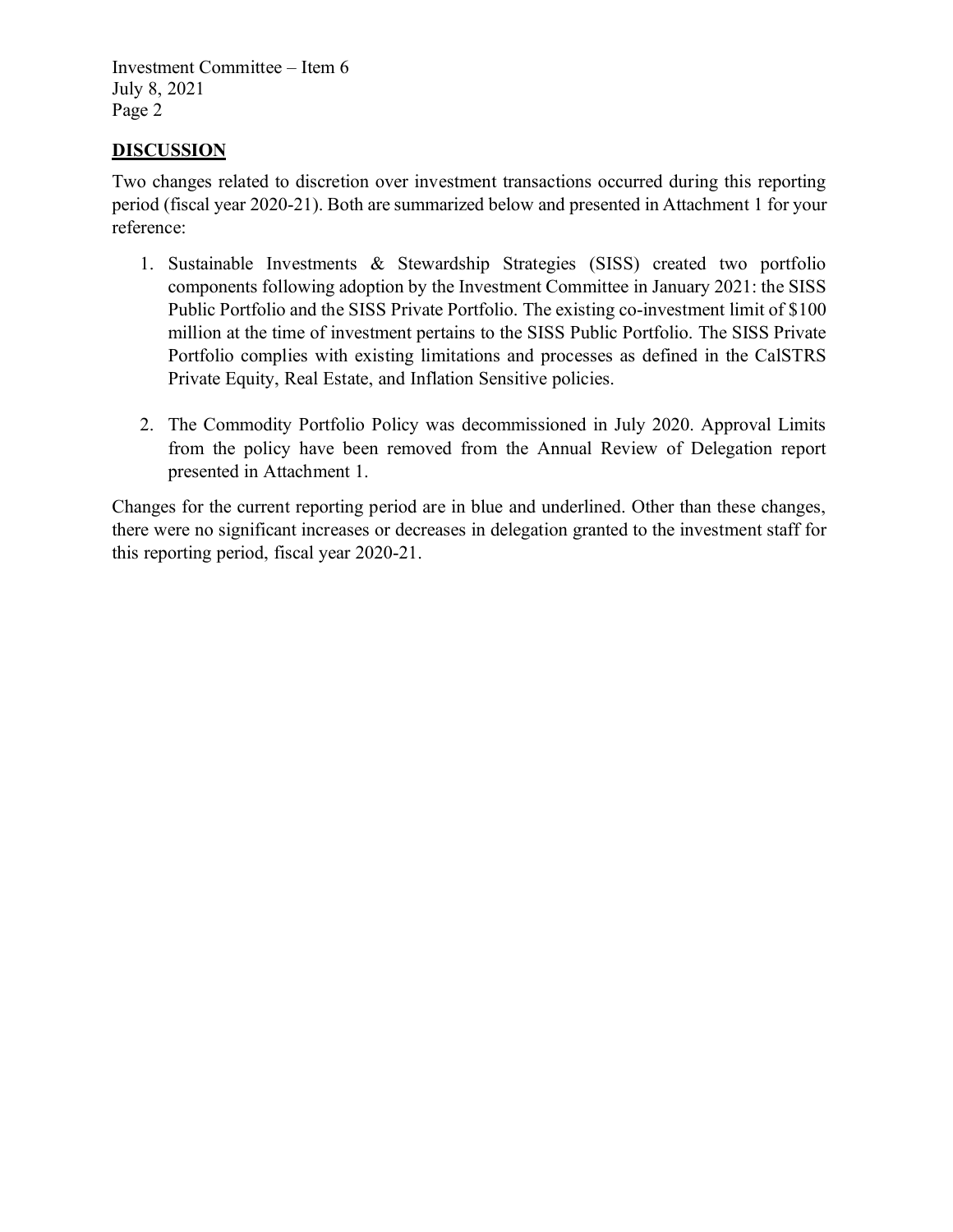## DISCUSSION

Two changes related to discretion over investment transactions occurred during this reporting period (fiscal year 2020-21). Both are summarized below and presented in Attachment 1 for your reference:

1. Sustainable Investments & Stewardship Strategies (SISS) created two portfolio components following adoption by the Investment Committee in January 2021: the SISS Public Portfolio and the SISS Private Portfolio. The existing co-investment limit of $100 million at the time of investment pertains to the SISS Public Portfolio. The SISS Private Portfolio complies with existing limitations and processes as defined in the CalSTRS Private Equity, Real Estate, and Inflation Sensitive policies.

2. The Commodity Portfolio Policy was decommissioned in July 2020. Approval Limits from the policy have been removed from the Annual Review of Delegation report presented in Attachment 1.

Changes for the current reporting period are in blue and underlined. Other than these changes, there were no significant increases or decreases in delegation granted to the investment staff for this reporting period, fiscal year 2020-21.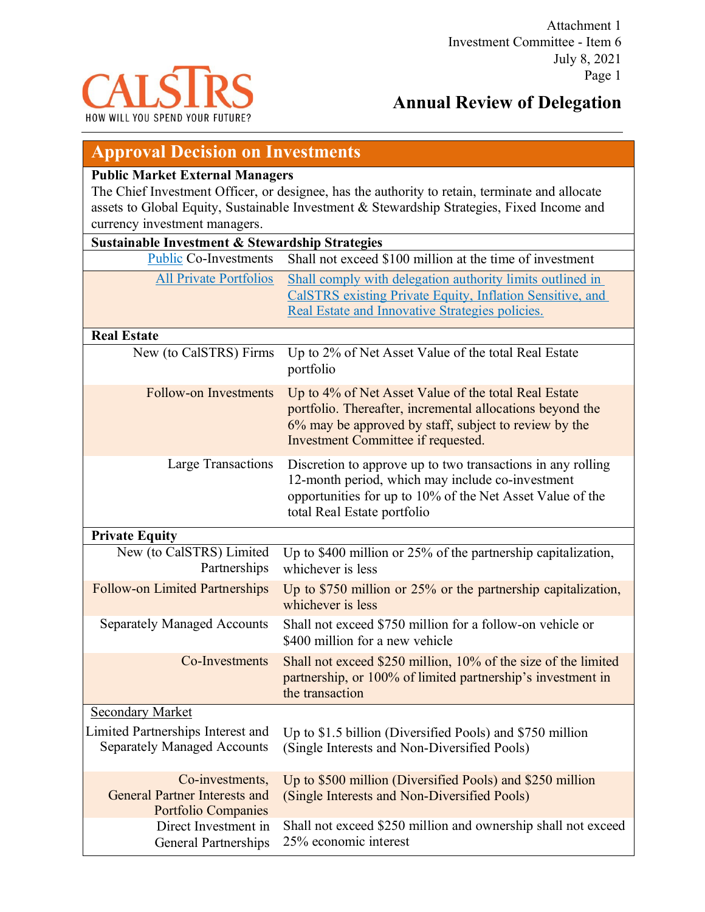Attachment 1
Investment Committee - Item 6
July 8, 2021

**CalSTRS** — HOW WILL YOU SPEND YOUR FUTURE?

# Annual Review of Delegation

## Approval Decision on Investments

**Public Market External Managers**

The Chief Investment Officer, or designee, has the authority to retain, terminate and allocate assets to Global Equity, Sustainable Investment & Stewardship Strategies, Fixed Income and currency investment managers.

| | |
|---|---|
| **Sustainable Investment & Stewardship Strategies** | |
| Public Co-Investments | Shall not exceed $100 million at the time of investment |
| All Private Portfolios | Shall comply with delegation authority limits outlined in CalSTRS existing Private Equity, Inflation Sensitive, and Real Estate and Innovative Strategies policies. |
| **Real Estate** | |
| New (to CalSTRS) Firms | Up to 2% of Net Asset Value of the total Real Estate portfolio |
| Follow-on Investments | Up to 4% of Net Asset Value of the total Real Estate portfolio. Thereafter, incremental allocations beyond the 6% may be approved by staff, subject to review by the Investment Committee if requested. |
| Large Transactions | Discretion to approve up to two transactions in any rolling 12-month period, which may include co-investment opportunities for up to 10% of the Net Asset Value of the total Real Estate portfolio |
| **Private Equity** | |
| New (to CalSTRS) Limited Partnerships | Up to $400 million or 25% of the partnership capitalization, whichever is less |
| Follow-on Limited Partnerships | Up to $750 million or 25% or the partnership capitalization, whichever is less |
| Separately Managed Accounts | Shall not exceed $750 million for a follow-on vehicle or $400 million for a new vehicle |
| Co-Investments | Shall not exceed $250 million, 10% of the size of the limited partnership, or 100% of limited partnership's investment in the transaction |
| Secondary Market | |
| Limited Partnerships Interest and Separately Managed Accounts | Up to $1.5 billion (Diversified Pools) and $750 million (Single Interests and Non-Diversified Pools) |
| Co-investments, General Partner Interests and Portfolio Companies | Up to $500 million (Diversified Pools) and $250 million (Single Interests and Non-Diversified Pools) |
| Direct Investment in General Partnerships | Shall not exceed $250 million and ownership shall not exceed 25% economic interest |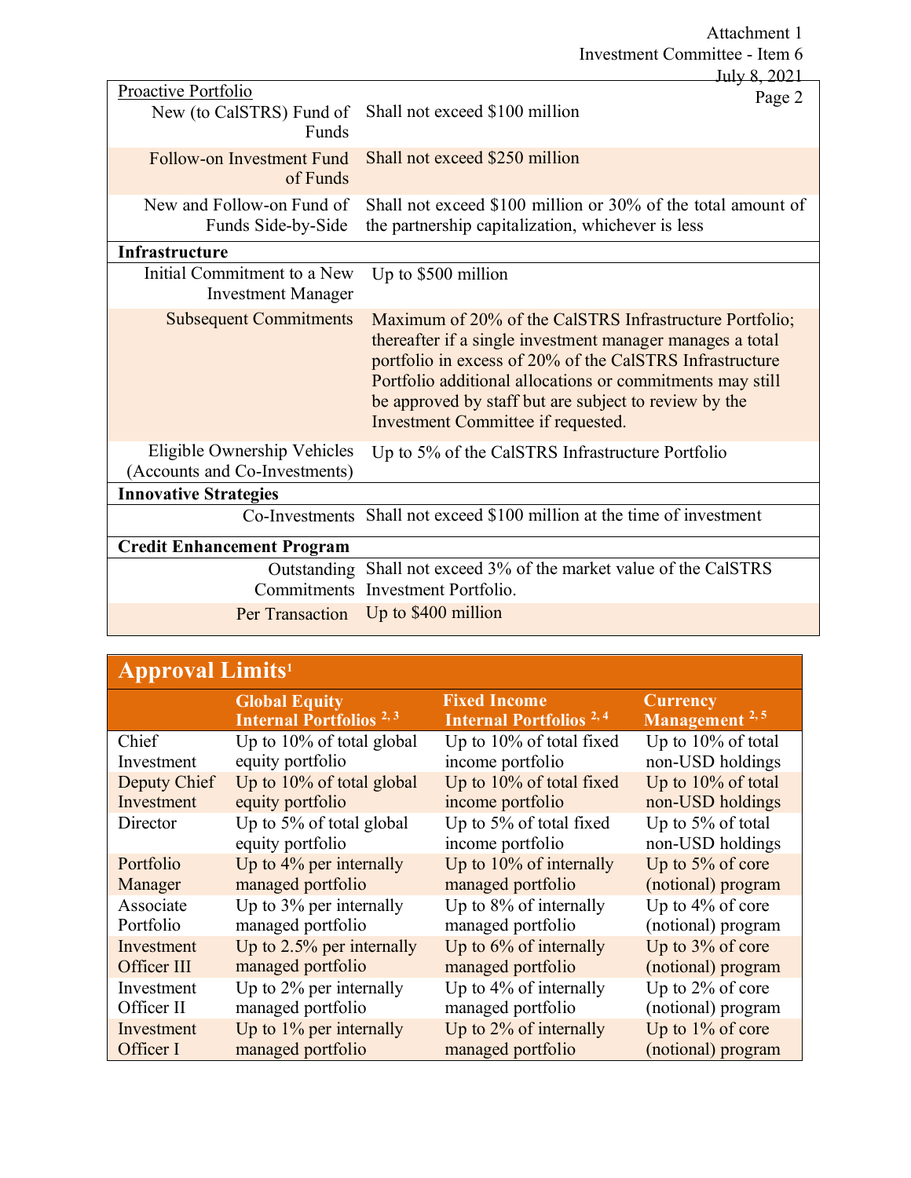| | |
|---|---|
| Proactive Portfolio | |
| New (to CalSTRS) Fund of Funds | Shall not exceed $100 million |
| Follow-on Investment Fund of Funds | Shall not exceed $250 million |
| New and Follow-on Fund of Funds Side-by-Side | Shall not exceed $100 million or 30% of the total amount of the partnership capitalization, whichever is less |
| **Infrastructure** | |
| Initial Commitment to a New Investment Manager | Up to $500 million |
| Subsequent Commitments | Maximum of 20% of the CalSTRS Infrastructure Portfolio; thereafter if a single investment manager manages a total portfolio in excess of 20% of the CalSTRS Infrastructure Portfolio additional allocations or commitments may still be approved by staff but are subject to review by the Investment Committee if requested. |
| Eligible Ownership Vehicles (Accounts and Co-Investments) | Up to 5% of the CalSTRS Infrastructure Portfolio |
| **Innovative Strategies** | |
| Co-Investments | Shall not exceed $100 million at the time of investment |
| **Credit Enhancement Program** | |
| Outstanding Commitments | Shall not exceed 3% of the market value of the CalSTRS Investment Portfolio. |
| Per Transaction | Up to $400 million |

## Approval Limits[1]

| | Global Equity Internal Portfolios [2, 3] | Fixed Income Internal Portfolios [2, 4] | Currency Management [2, 5] |
|---|---|---|---|
| Chief Investment | Up to 10% of total global equity portfolio | Up to 10% of total fixed income portfolio | Up to 10% of total non-USD holdings |
| Deputy Chief Investment | Up to 10% of total global equity portfolio | Up to 10% of total fixed income portfolio | Up to 10% of total non-USD holdings |
| Director | Up to 5% of total global equity portfolio | Up to 5% of total fixed income portfolio | Up to 5% of total non-USD holdings |
| Portfolio Manager | Up to 4% per internally managed portfolio | Up to 10% of internally managed portfolio | Up to 5% of core (notional) program |
| Associate Portfolio | Up to 3% per internally managed portfolio | Up to 8% of internally managed portfolio | Up to 4% of core (notional) program |
| Investment Officer III | Up to 2.5% per internally managed portfolio | Up to 6% of internally managed portfolio | Up to 3% of core (notional) program |
| Investment Officer II | Up to 2% per internally managed portfolio | Up to 4% of internally managed portfolio | Up to 2% of core (notional) program |
| Investment Officer I | Up to 1% per internally managed portfolio | Up to 2% of internally managed portfolio | Up to 1% of core (notional) program |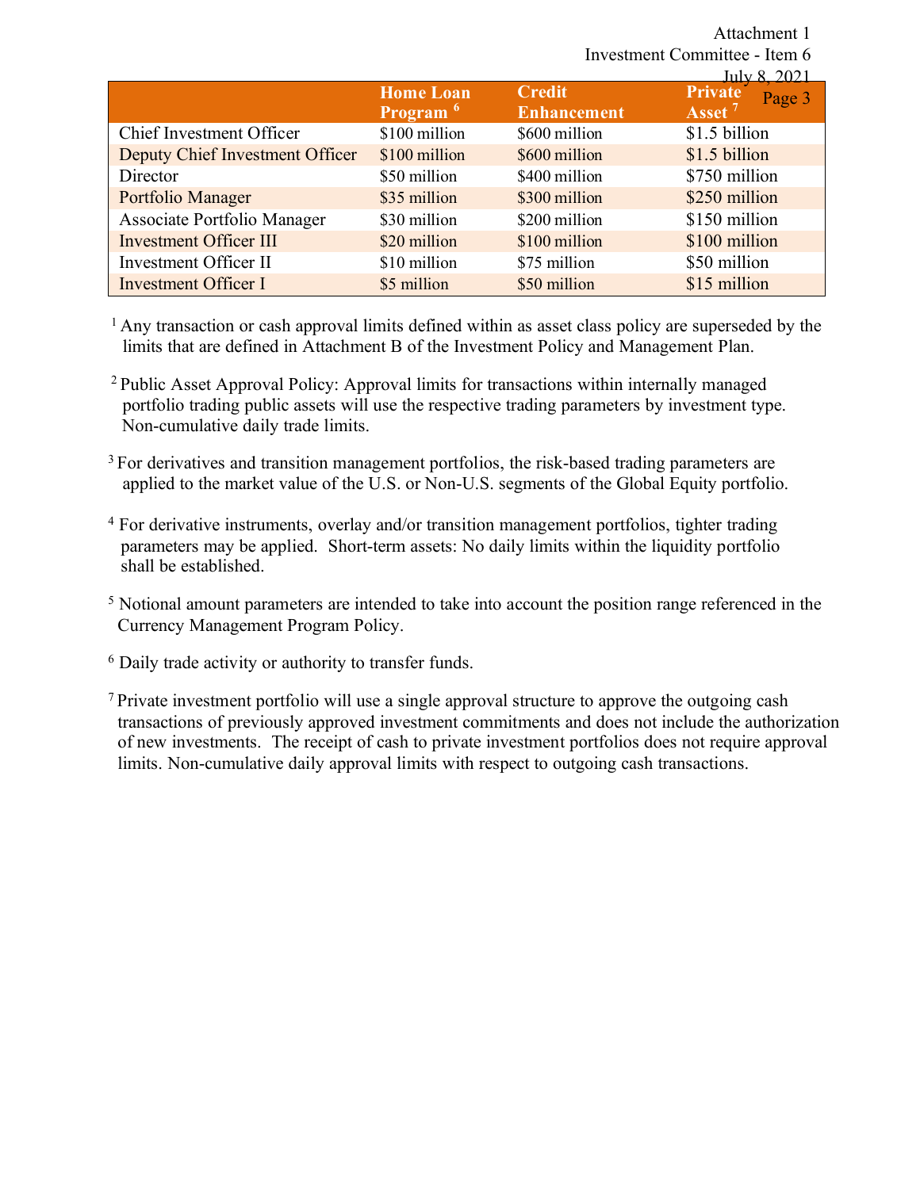| | Home Loan Program [6] | Credit Enhancement | Private Asset [7] |
|---|---|---|---|
| Chief Investment Officer | $100 million | $600 million | $1.5 billion |
| Deputy Chief Investment Officer | $100 million | $600 million | $1.5 billion |
| Director | $50 million | $400 million | $750 million |
| Portfolio Manager | $35 million | $300 million | $250 million |
| Associate Portfolio Manager | $30 million | $200 million | $150 million |
| Investment Officer III | $20 million | $100 million | $100 million |
| Investment Officer II | $10 million | $75 million | $50 million |
| Investment Officer I | $5 million | $50 million | $15 million |

[1] Any transaction or cash approval limits defined within as asset class policy are superseded by the limits that are defined in Attachment B of the Investment Policy and Management Plan.

[2] Public Asset Approval Policy: Approval limits for transactions within internally managed portfolio trading public assets will use the respective trading parameters by investment type. Non-cumulative daily trade limits.

[3] For derivatives and transition management portfolios, the risk-based trading parameters are applied to the market value of the U.S. or Non-U.S. segments of the Global Equity portfolio.

[4] For derivative instruments, overlay and/or transition management portfolios, tighter trading parameters may be applied. Short-term assets: No daily limits within the liquidity portfolio shall be established.

[5] Notional amount parameters are intended to take into account the position range referenced in the Currency Management Program Policy.

[6] Daily trade activity or authority to transfer funds.

[7] Private investment portfolio will use a single approval structure to approve the outgoing cash transactions of previously approved investment commitments and does not include the authorization of new investments. The receipt of cash to private investment portfolios does not require approval limits. Non-cumulative daily approval limits with respect to outgoing cash transactions.